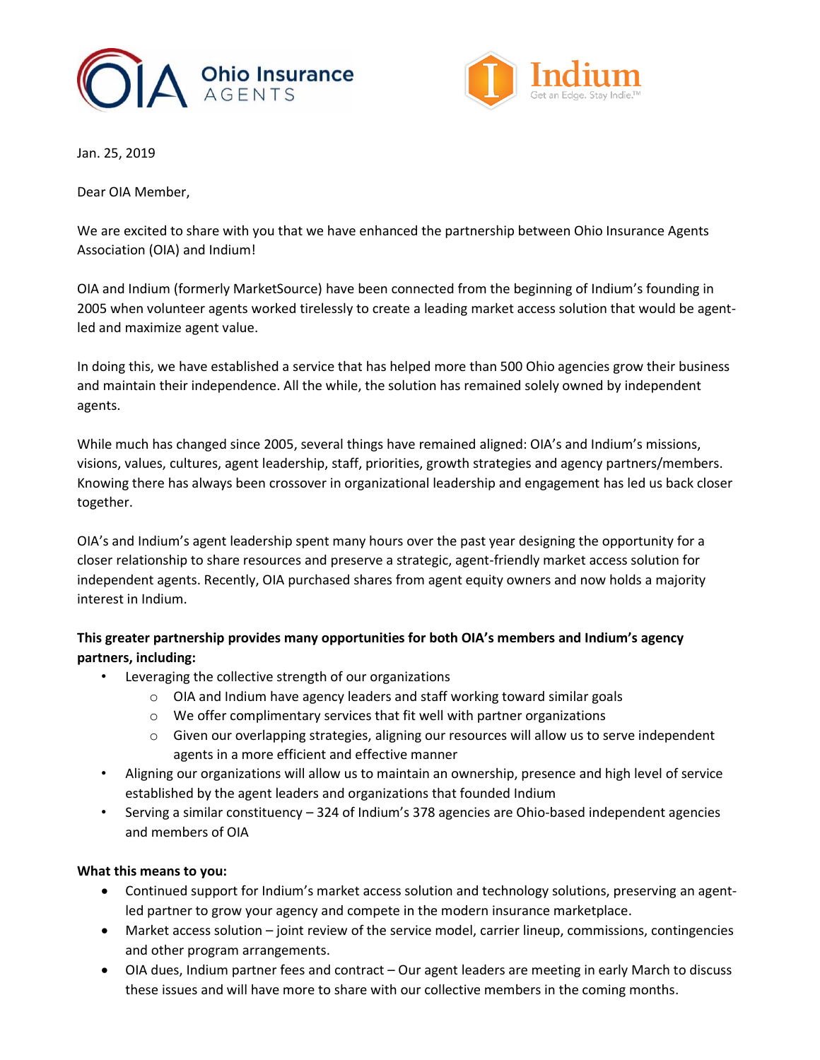Ohio Insurance AGENTS

Indium
Get an Edge. Stay Indie.™

Jan. 25, 2019

Dear OIA Member,

We are excited to share with you that we have enhanced the partnership between Ohio Insurance Agents Association (OIA) and Indium!

OIA and Indium (formerly MarketSource) have been connected from the beginning of Indium's founding in 2005 when volunteer agents worked tirelessly to create a leading market access solution that would be agent-led and maximize agent value.

In doing this, we have established a service that has helped more than 500 Ohio agencies grow their business and maintain their independence. All the while, the solution has remained solely owned by independent agents.

While much has changed since 2005, several things have remained aligned: OIA's and Indium's missions, visions, values, cultures, agent leadership, staff, priorities, growth strategies and agency partners/members. Knowing there has always been crossover in organizational leadership and engagement has led us back closer together.

OIA's and Indium's agent leadership spent many hours over the past year designing the opportunity for a closer relationship to share resources and preserve a strategic, agent-friendly market access solution for independent agents. Recently, OIA purchased shares from agent equity owners and now holds a majority interest in Indium.

**This greater partnership provides many opportunities for both OIA's members and Indium's agency partners, including:**

- Leveraging the collective strength of our organizations
  - OIA and Indium have agency leaders and staff working toward similar goals
  - We offer complimentary services that fit well with partner organizations
  - Given our overlapping strategies, aligning our resources will allow us to serve independent agents in a more efficient and effective manner
- Aligning our organizations will allow us to maintain an ownership, presence and high level of service established by the agent leaders and organizations that founded Indium
- Serving a similar constituency – 324 of Indium's 378 agencies are Ohio-based independent agencies and members of OIA

**What this means to you:**

- Continued support for Indium's market access solution and technology solutions, preserving an agent-led partner to grow your agency and compete in the modern insurance marketplace.
- Market access solution – joint review of the service model, carrier lineup, commissions, contingencies and other program arrangements.
- OIA dues, Indium partner fees and contract – Our agent leaders are meeting in early March to discuss these issues and will have more to share with our collective members in the coming months.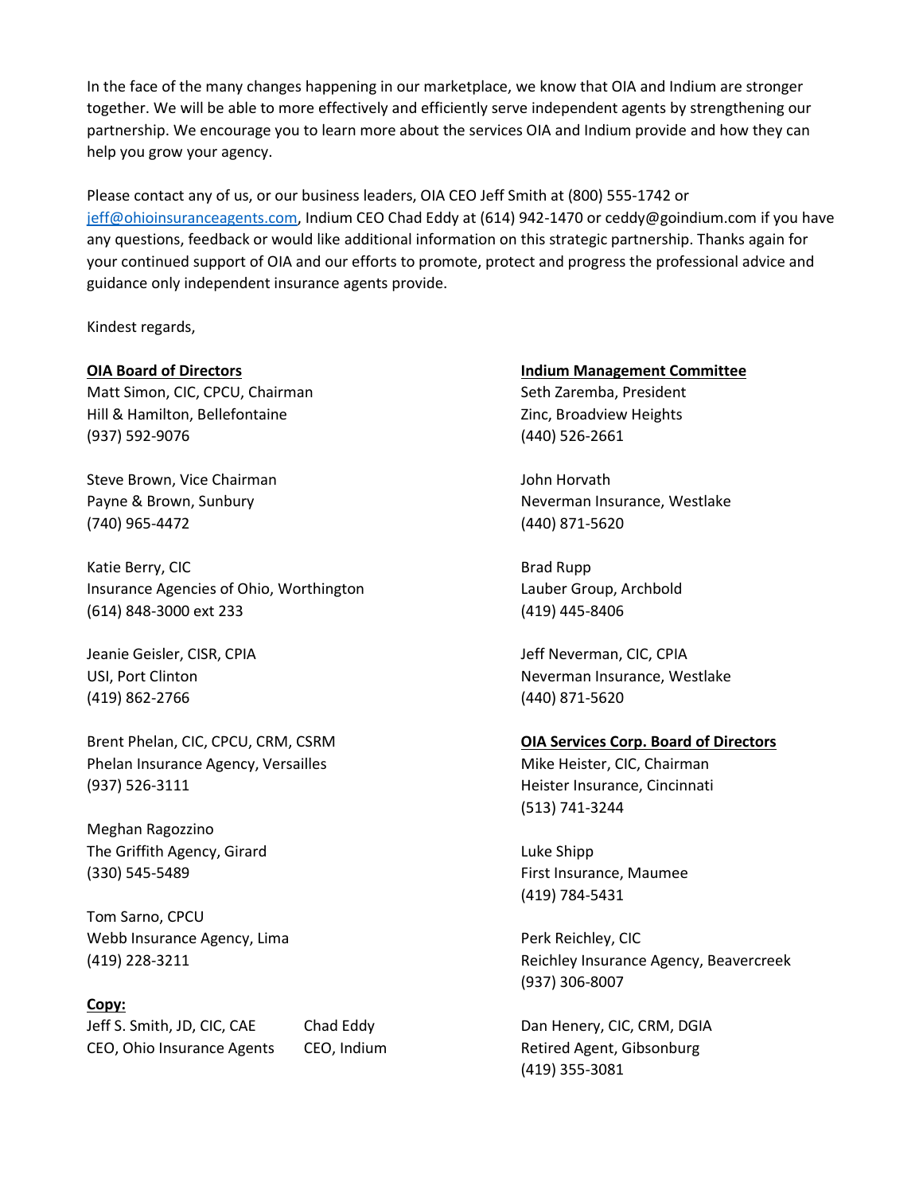In the face of the many changes happening in our marketplace, we know that OIA and Indium are stronger together. We will be able to more effectively and efficiently serve independent agents by strengthening our partnership. We encourage you to learn more about the services OIA and Indium provide and how they can help you grow your agency.

Please contact any of us, or our business leaders, OIA CEO Jeff Smith at (800) 555-1742 or [jeff@ohioinsuranceagents.com](mailto:jeff@ohioinsuranceagents.com), Indium CEO Chad Eddy at (614) 942-1470 or ceddy@goindium.com if you have any questions, feedback or would like additional information on this strategic partnership. Thanks again for your continued support of OIA and our efforts to promote, protect and progress the professional advice and guidance only independent insurance agents provide.

Kindest regards,

**OIA Board of Directors**

Matt Simon, CIC, CPCU, Chairman
Hill & Hamilton, Bellefontaine
(937) 592-9076

Steve Brown, Vice Chairman
Payne & Brown, Sunbury
(740) 965-4472

Katie Berry, CIC
Insurance Agencies of Ohio, Worthington
(614) 848-3000 ext 233

Jeanie Geisler, CISR, CPIA
USI, Port Clinton
(419) 862-2766

Brent Phelan, CIC, CPCU, CRM, CSRM
Phelan Insurance Agency, Versailles
(937) 526-3111

Meghan Ragozzino
The Griffith Agency, Girard
(330) 545-5489

Tom Sarno, CPCU
Webb Insurance Agency, Lima
(419) 228-3211

**Indium Management Committee**

Seth Zaremba, President
Zinc, Broadview Heights
(440) 526-2661

John Horvath
Neverman Insurance, Westlake
(440) 871-5620

Brad Rupp
Lauber Group, Archbold
(419) 445-8406

Jeff Neverman, CIC, CPIA
Neverman Insurance, Westlake
(440) 871-5620

**OIA Services Corp. Board of Directors**

Mike Heister, CIC, Chairman
Heister Insurance, Cincinnati
(513) 741-3244

Luke Shipp
First Insurance, Maumee
(419) 784-5431

Perk Reichley, CIC
Reichley Insurance Agency, Beavercreek
(937) 306-8007

Dan Henery, CIC, CRM, DGIA
Retired Agent, Gibsonburg
(419) 355-3081

**Copy:**

Jeff S. Smith, JD, CIC, CAE
CEO, Ohio Insurance Agents

Chad Eddy
CEO, Indium